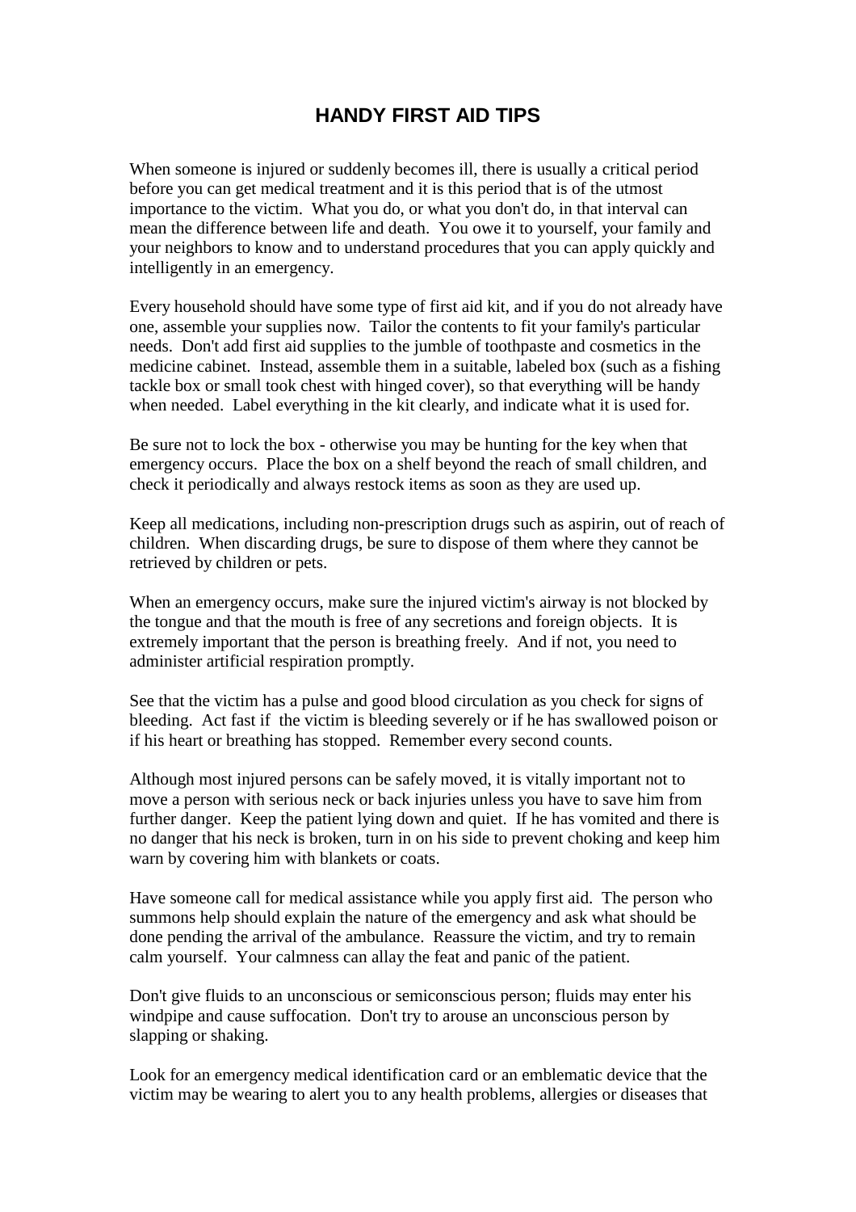# HANDY FIRST AID TIPS

When someone is injured or suddenly becomes ill, there is usually a critical period before you can get medical treatment and it is this period that is of the utmost importance to the victim. What you do, or what you don't do, in that interval can mean the difference between life and death. You owe it to yourself, your family and your neighbors to know and to understand procedures that you can apply quickly and intelligently in an emergency.

Every household should have some type of first aid kit, and if you do not already have one, assemble your supplies now. Tailor the contents to fit your family's particular needs. Don't add first aid supplies to the jumble of toothpaste and cosmetics in the medicine cabinet. Instead, assemble them in a suitable, labeled box (such as a fishing tackle box or small took chest with hinged cover), so that everything will be handy when needed. Label everything in the kit clearly, and indicate what it is used for.

Be sure not to lock the box - otherwise you may be hunting for the key when that emergency occurs. Place the box on a shelf beyond the reach of small children, and check it periodically and always restock items as soon as they are used up.

Keep all medications, including non-prescription drugs such as aspirin, out of reach of children. When discarding drugs, be sure to dispose of them where they cannot be retrieved by children or pets.

When an emergency occurs, make sure the injured victim's airway is not blocked by the tongue and that the mouth is free of any secretions and foreign objects. It is extremely important that the person is breathing freely. And if not, you need to administer artificial respiration promptly.

See that the victim has a pulse and good blood circulation as you check for signs of bleeding. Act fast if the victim is bleeding severely or if he has swallowed poison or if his heart or breathing has stopped. Remember every second counts.

Although most injured persons can be safely moved, it is vitally important not to move a person with serious neck or back injuries unless you have to save him from further danger. Keep the patient lying down and quiet. If he has vomited and there is no danger that his neck is broken, turn in on his side to prevent choking and keep him warn by covering him with blankets or coats.

Have someone call for medical assistance while you apply first aid. The person who summons help should explain the nature of the emergency and ask what should be done pending the arrival of the ambulance. Reassure the victim, and try to remain calm yourself. Your calmness can allay the feat and panic of the patient.

Don't give fluids to an unconscious or semiconscious person; fluids may enter his windpipe and cause suffocation. Don't try to arouse an unconscious person by slapping or shaking.

Look for an emergency medical identification card or an emblematic device that the victim may be wearing to alert you to any health problems, allergies or diseases that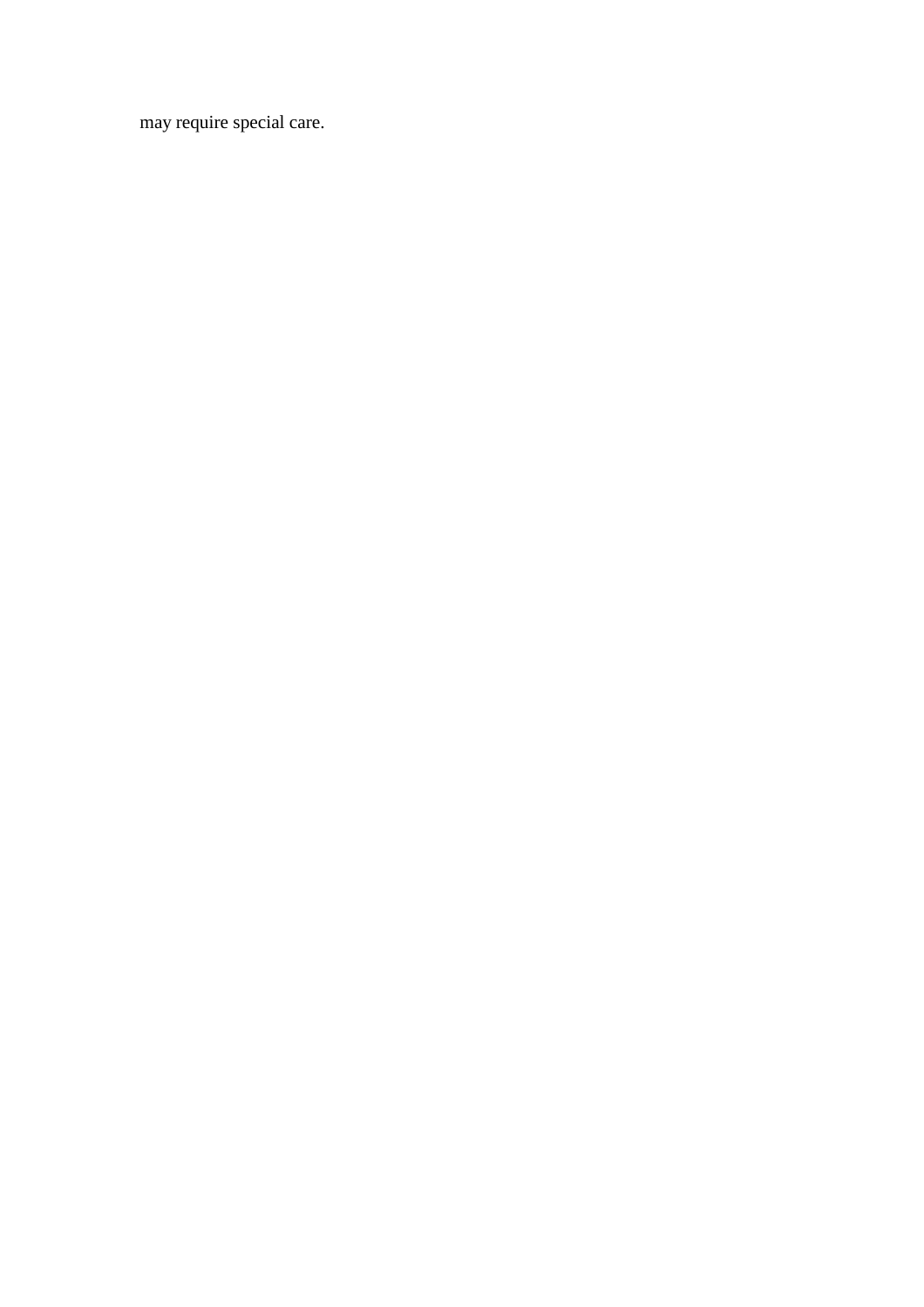may require special care.